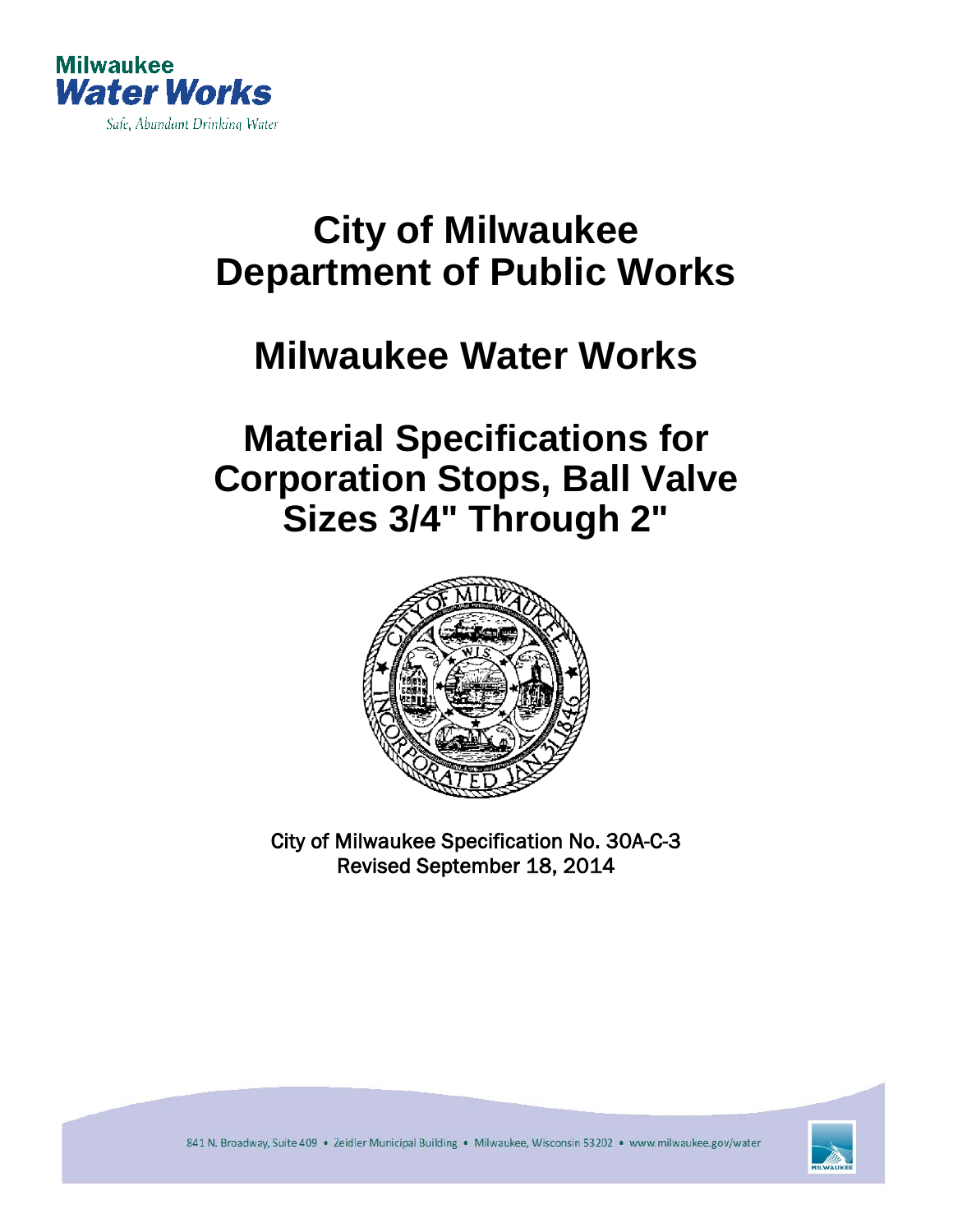Milwaukee
**Water Works**
*Safe, Abundant Drinking Water*

# City of Milwaukee
# Department of Public Works

# Milwaukee Water Works

# Material Specifications for Corporation Stops, Ball Valve Sizes 3/4" Through 2"

City of Milwaukee Specification No. 30A-C-3
Revised September 18, 2014

841 N. Broadway, Suite 409 • Zeidler Municipal Building • Milwaukee, Wisconsin 53202 • www.milwaukee.gov/water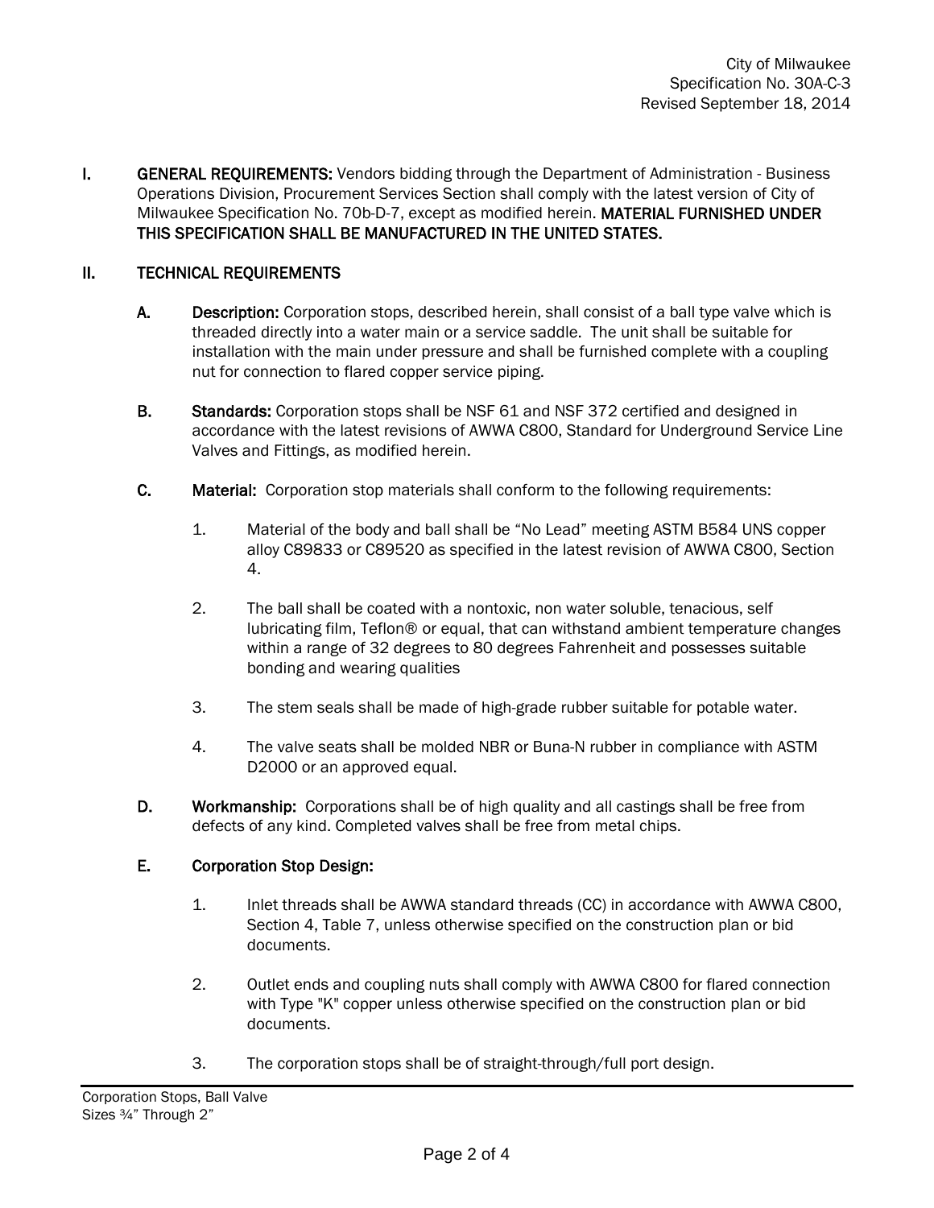I. **GENERAL REQUIREMENTS:** Vendors bidding through the Department of Administration - Business Operations Division, Procurement Services Section shall comply with the latest version of City of Milwaukee Specification No. 70b-D-7, except as modified herein. **MATERIAL FURNISHED UNDER THIS SPECIFICATION SHALL BE MANUFACTURED IN THE UNITED STATES.**

II. **TECHNICAL REQUIREMENTS**

A. **Description:** Corporation stops, described herein, shall consist of a ball type valve which is threaded directly into a water main or a service saddle. The unit shall be suitable for installation with the main under pressure and shall be furnished complete with a coupling nut for connection to flared copper service piping.

B. **Standards:** Corporation stops shall be NSF 61 and NSF 372 certified and designed in accordance with the latest revisions of AWWA C800, Standard for Underground Service Line Valves and Fittings, as modified herein.

C. **Material:** Corporation stop materials shall conform to the following requirements:

1. Material of the body and ball shall be “No Lead” meeting ASTM B584 UNS copper alloy C89833 or C89520 as specified in the latest revision of AWWA C800, Section 4.

2. The ball shall be coated with a nontoxic, non water soluble, tenacious, self lubricating film, Teflon® or equal, that can withstand ambient temperature changes within a range of 32 degrees to 80 degrees Fahrenheit and possesses suitable bonding and wearing qualities

3. The stem seals shall be made of high-grade rubber suitable for potable water.

4. The valve seats shall be molded NBR or Buna-N rubber in compliance with ASTM D2000 or an approved equal.

D. **Workmanship:** Corporations shall be of high quality and all castings shall be free from defects of any kind. Completed valves shall be free from metal chips.

E. **Corporation Stop Design:**

1. Inlet threads shall be AWWA standard threads (CC) in accordance with AWWA C800, Section 4, Table 7, unless otherwise specified on the construction plan or bid documents.

2. Outlet ends and coupling nuts shall comply with AWWA C800 for flared connection with Type "K" copper unless otherwise specified on the construction plan or bid documents.

3. The corporation stops shall be of straight-through/full port design.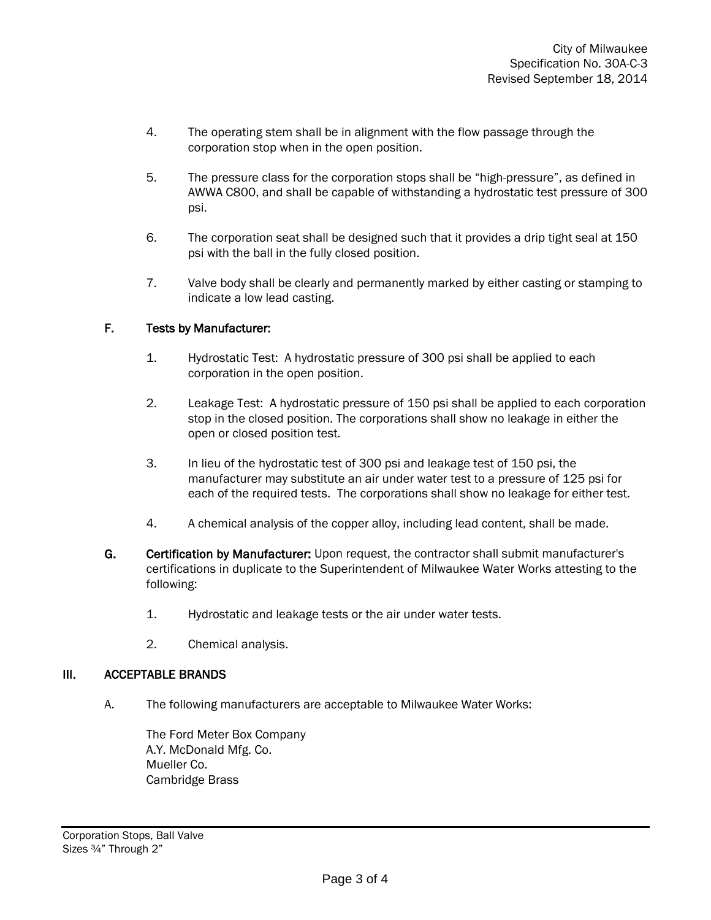4. The operating stem shall be in alignment with the flow passage through the corporation stop when in the open position.

5. The pressure class for the corporation stops shall be "high-pressure", as defined in AWWA C800, and shall be capable of withstanding a hydrostatic test pressure of 300 psi.

6. The corporation seat shall be designed such that it provides a drip tight seal at 150 psi with the ball in the fully closed position.

7. Valve body shall be clearly and permanently marked by either casting or stamping to indicate a low lead casting.

**F. Tests by Manufacturer:**

1. Hydrostatic Test: A hydrostatic pressure of 300 psi shall be applied to each corporation in the open position.

2. Leakage Test: A hydrostatic pressure of 150 psi shall be applied to each corporation stop in the closed position. The corporations shall show no leakage in either the open or closed position test.

3. In lieu of the hydrostatic test of 300 psi and leakage test of 150 psi, the manufacturer may substitute an air under water test to a pressure of 125 psi for each of the required tests. The corporations shall show no leakage for either test.

4. A chemical analysis of the copper alloy, including lead content, shall be made.

**G. Certification by Manufacturer:** Upon request, the contractor shall submit manufacturer's certifications in duplicate to the Superintendent of Milwaukee Water Works attesting to the following:

1. Hydrostatic and leakage tests or the air under water tests.

2. Chemical analysis.

## III. ACCEPTABLE BRANDS

A. The following manufacturers are acceptable to Milwaukee Water Works:

The Ford Meter Box Company
A.Y. McDonald Mfg. Co.
Mueller Co.
Cambridge Brass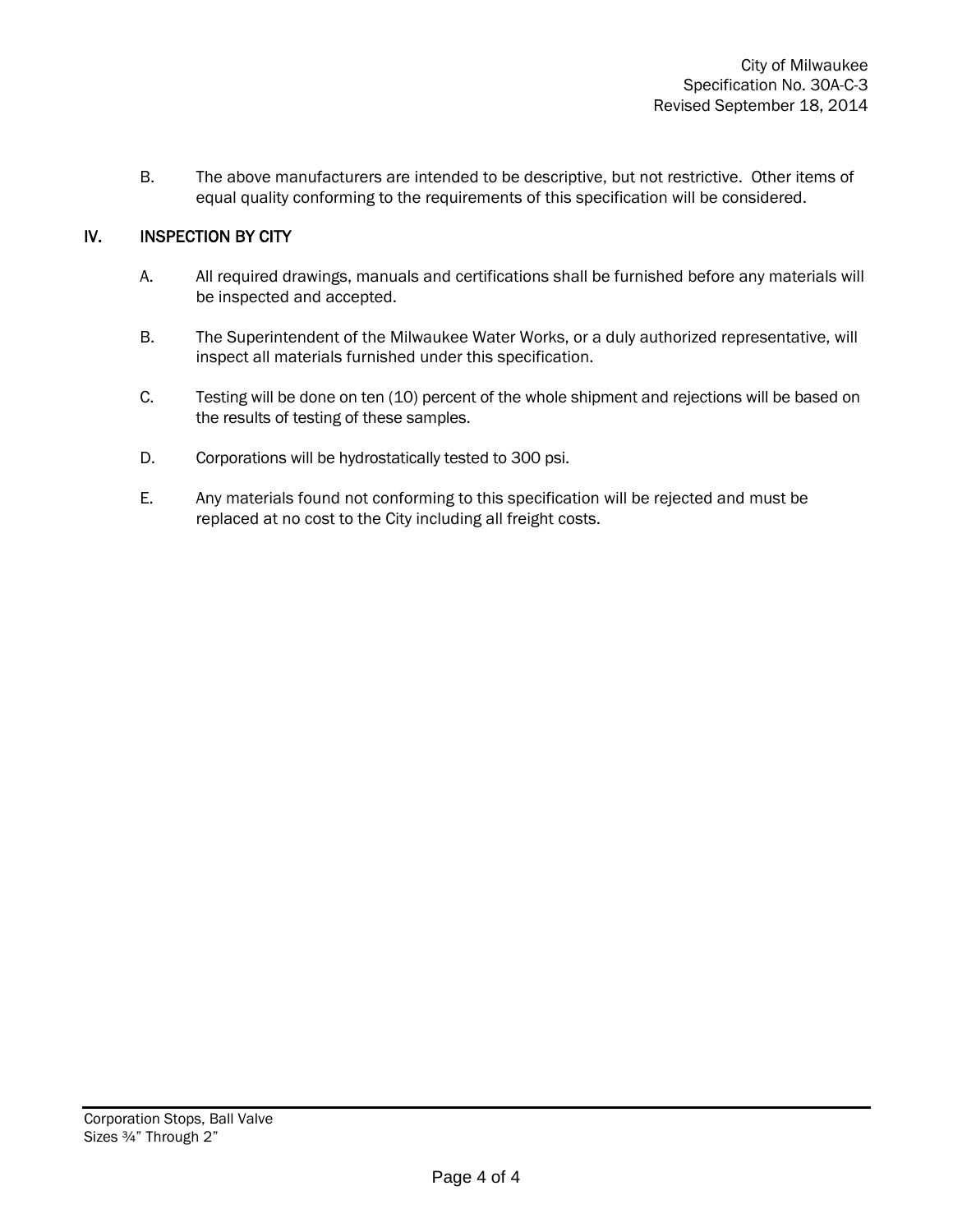B. The above manufacturers are intended to be descriptive, but not restrictive. Other items of equal quality conforming to the requirements of this specification will be considered.

## IV. INSPECTION BY CITY

A. All required drawings, manuals and certifications shall be furnished before any materials will be inspected and accepted.

B. The Superintendent of the Milwaukee Water Works, or a duly authorized representative, will inspect all materials furnished under this specification.

C. Testing will be done on ten (10) percent of the whole shipment and rejections will be based on the results of testing of these samples.

D. Corporations will be hydrostatically tested to 300 psi.

E. Any materials found not conforming to this specification will be rejected and must be replaced at no cost to the City including all freight costs.